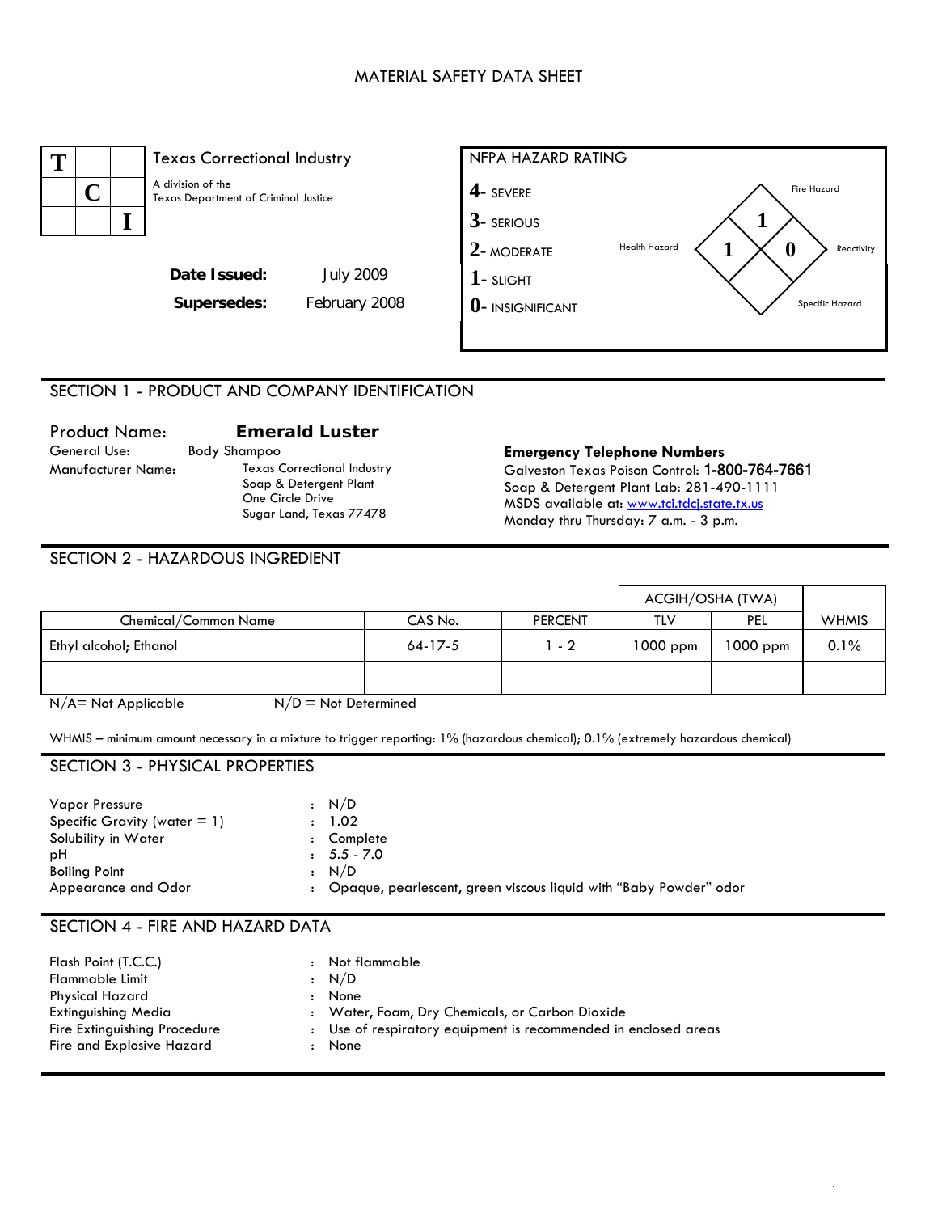# MATERIAL SAFETY DATA SHEET

**TCI**

Texas Correctional Industry

A division of the
Texas Department of Criminal Justice

**Date Issued:** July 2009

**Supersedes:** February 2008

**NFPA HAZARD RATING**

- **4**- SEVERE
- **3**- SERIOUS
- **2**- MODERATE
- **1**- SLIGHT
- **0**- INSIGNIFICANT

Fire Hazard: 1
Health Hazard: 1
Reactivity: 0
Specific Hazard:

## SECTION 1 - PRODUCT AND COMPANY IDENTIFICATION

Product Name: **Emerald Luster**

General Use: Body Shampoo

Manufacturer Name: Texas Correctional Industry
Soap & Detergent Plant
One Circle Drive
Sugar Land, Texas 77478

**Emergency Telephone Numbers**

Galveston Texas Poison Control: 1-800-764-7661
Soap & Detergent Plant Lab: 281-490-1111
MSDS available at: www.tci.tdcj.state.tx.us
Monday thru Thursday: 7 a.m. - 3 p.m.

## SECTION 2 - HAZARDOUS INGREDIENT

| | | | ACGIH/OSHA (TWA) | | |
|---|---|---|---|---|---|
| Chemical/Common Name | CAS No. | PERCENT | TLV | PEL | WHMIS |
| Ethyl alcohol; Ethanol | 64-17-5 | 1 - 2 | 1000 ppm | 1000 ppm | 0.1% |
| | | | | | |

N/A= Not Applicable N/D = Not Determined

WHMIS – minimum amount necessary in a mixture to trigger reporting: 1% (hazardous chemical); 0.1% (extremely hazardous chemical)

## SECTION 3 - PHYSICAL PROPERTIES

| | |
|---|---|
| Vapor Pressure | : N/D |
| Specific Gravity (water = 1) | : 1.02 |
| Solubility in Water | : Complete |
| pH | : 5.5 - 7.0 |
| Boiling Point | : N/D |
| Appearance and Odor | : Opaque, pearlescent, green viscous liquid with "Baby Powder" odor |

## SECTION 4 - FIRE AND HAZARD DATA

| | |
|---|---|
| Flash Point (T.C.C.) | : Not flammable |
| Flammable Limit | : N/D |
| Physical Hazard | : None |
| Extinguishing Media | : Water, Foam, Dry Chemicals, or Carbon Dioxide |
| Fire Extinguishing Procedure | : Use of respiratory equipment is recommended in enclosed areas |
| Fire and Explosive Hazard | : None |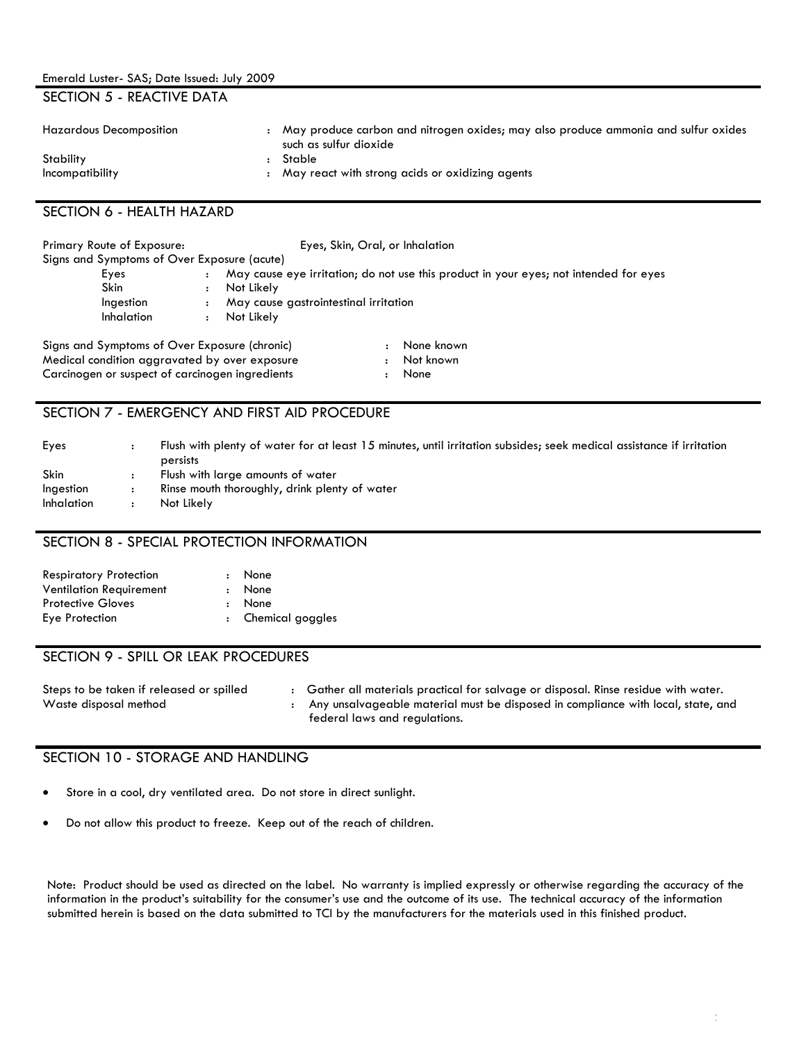Emerald Luster- SAS; Date Issued: July 2009

## SECTION 5 - REACTIVE DATA

| | | |
|---|---|---|
| Hazardous Decomposition | : | May produce carbon and nitrogen oxides; may also produce ammonia and sulfur oxides such as sulfur dioxide |
| Stability | : | Stable |
| Incompatibility | : | May react with strong acids or oxidizing agents |

## SECTION 6 - HEALTH HAZARD

Primary Route of Exposure: Eyes, Skin, Oral, or Inhalation

Signs and Symptoms of Over Exposure (acute)

| | | |
|---|---|---|
| Eyes | : | May cause eye irritation; do not use this product in your eyes; not intended for eyes |
| Skin | : | Not Likely |
| Ingestion | : | May cause gastrointestinal irritation |
| Inhalation | : | Not Likely |

| | | |
|---|---|---|
| Signs and Symptoms of Over Exposure (chronic) | : | None known |
| Medical condition aggravated by over exposure | : | Not known |
| Carcinogen or suspect of carcinogen ingredients | : | None |

## SECTION 7 - EMERGENCY AND FIRST AID PROCEDURE

| | | |
|---|---|---|
| Eyes | : | Flush with plenty of water for at least 15 minutes, until irritation subsides; seek medical assistance if irritation persists |
| Skin | : | Flush with large amounts of water |
| Ingestion | : | Rinse mouth thoroughly, drink plenty of water |
| Inhalation | : | Not Likely |

## SECTION 8 - SPECIAL PROTECTION INFORMATION

| | | |
|---|---|---|
| Respiratory Protection | : | None |
| Ventilation Requirement | : | None |
| Protective Gloves | : | None |
| Eye Protection | : | Chemical goggles |

## SECTION 9 - SPILL OR LEAK PROCEDURES

| | | |
|---|---|---|
| Steps to be taken if released or spilled | : | Gather all materials practical for salvage or disposal. Rinse residue with water. |
| Waste disposal method | : | Any unsalvageable material must be disposed in compliance with local, state, and federal laws and regulations. |

## SECTION 10 - STORAGE AND HANDLING

- Store in a cool, dry ventilated area. Do not store in direct sunlight.
- Do not allow this product to freeze. Keep out of the reach of children.

Note: Product should be used as directed on the label. No warranty is implied expressly or otherwise regarding the accuracy of the information in the product's suitability for the consumer's use and the outcome of its use. The technical accuracy of the information submitted herein is based on the data submitted to TCI by the manufacturers for the materials used in this finished product.